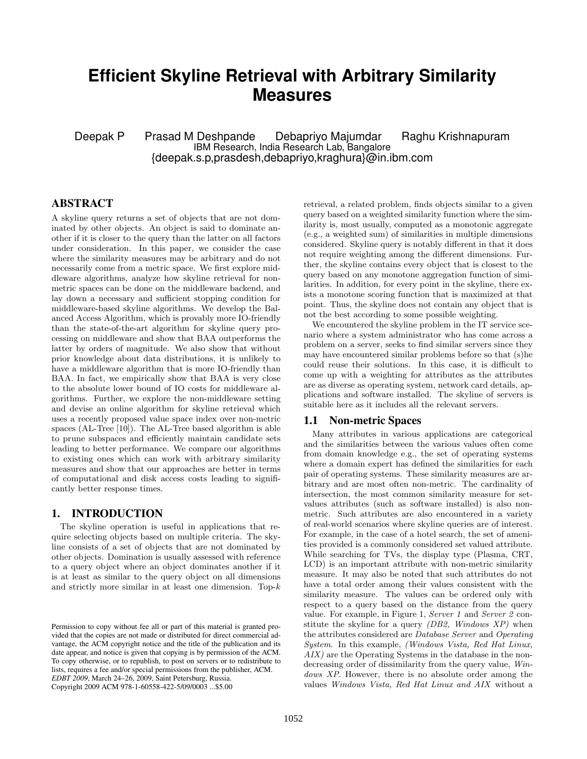# Efficient Skyline Retrieval with Arbitrary Similarity Measures

Deepak P   Prasad M Deshpande   Debapriyo Majumdar   Raghu Krishnapuram
IBM Research, India Research Lab, Bangalore
{deepak.s.p,prasdesh,debapriyo,kraghura}@in.ibm.com

## ABSTRACT

A skyline query returns a set of objects that are not dominated by other objects. An object is said to dominate another if it is closer to the query than the latter on all factors under consideration. In this paper, we consider the case where the similarity measures may be arbitrary and do not necessarily come from a metric space. We first explore middleware algorithms, analyze how skyline retrieval for non-metric spaces can be done on the middleware backend, and lay down a necessary and sufficient stopping condition for middleware-based skyline algorithms. We develop the Balanced Access Algorithm, which is provably more IO-friendly than the state-of-the-art algorithm for skyline query processing on middleware and show that BAA outperforms the latter by orders of magnitude. We also show that without prior knowledge about data distributions, it is unlikely to have a middleware algorithm that is more IO-friendly than BAA. In fact, we empirically show that BAA is very close to the absolute lower bound of IO costs for middleware algorithms. Further, we explore the non-middleware setting and devise an online algorithm for skyline retrieval which uses a recently proposed value space index over non-metric spaces (AL-Tree [10]). The AL-Tree based algorithm is able to prune subspaces and efficiently maintain candidate sets leading to better performance. We compare our algorithms to existing ones which can work with arbitrary similarity measures and show that our approaches are better in terms of computational and disk access costs leading to significantly better response times.

## 1. INTRODUCTION

The skyline operation is useful in applications that require selecting objects based on multiple criteria. The skyline consists of a set of objects that are not dominated by other objects. Domination is usually assessed with reference to a query object where an object dominates another if it is at least as similar to the query object on all dimensions and strictly more similar in at least one dimension. Top-$k$ retrieval, a related problem, finds objects similar to a given query based on a weighted similarity function where the similarity is, most usually, computed as a monotonic aggregate (e.g., a weighted sum) of similarities in multiple dimensions considered. Skyline query is notably different in that it does not require weighting among the different dimensions. Further, the skyline contains every object that is closest to the query based on any monotone aggregation function of similarities. In addition, for every point in the skyline, there exists a monotone scoring function that is maximized at that point. Thus, the skyline does not contain any object that is not the best according to some possible weighting.

We encountered the skyline problem in the IT service scenario where a system administrator who has come across a problem on a server, seeks to find similar servers since they may have encountered similar problems before so that (s)he could reuse their solutions. In this case, it is difficult to come up with a weighting for attributes as the attributes are as diverse as operating system, network card details, applications and software installed. The skyline of servers is suitable here as it includes all the relevant servers.

### 1.1 Non-metric Spaces

Many attributes in various applications are categorical and the similarities between the various values often come from domain knowledge e.g., the set of operating systems where a domain expert has defined the similarities for each pair of operating systems. These similarity measures are arbitrary and are most often non-metric. The cardinality of intersection, the most common similarity measure for set-values attributes (such as software installed) is also non-metric. Such attributes are also encountered in a variety of real-world scenarios where skyline queries are of interest. For example, in the case of a hotel search, the set of amenities provided is a commonly considered set valued attribute. While searching for TVs, the display type (Plasma, CRT, LCD) is an important attribute with non-metric similarity measure. It may also be noted that such attributes do not have a total order among their values consistent with the similarity measure. The values can be ordered only with respect to a query based on the distance from the query value. For example, in Figure 1, *Server 1* and *Server 2* constitute the skyline for a query *(DB2, Windows XP)* when the attributes considered are *Database Server* and *Operating System*. In this example, *(Windows Vista, Red Hat Linux, AIX)* are the Operating Systems in the database in the non-decreasing order of dissimilarity from the query value, *Windows XP*. However, there is no absolute order among the values *Windows Vista, Red Hat Linux and AIX* without a

Permission to copy without fee all or part of this material is granted provided that the copies are not made or distributed for direct commercial advantage, the ACM copyright notice and the title of the publication and its date appear, and notice is given that copying is by permission of the ACM. To copy otherwise, or to republish, to post on servers or to redistribute to lists, requires a fee and/or special permissions from the publisher, ACM.
*EDBT 2009*, March 24–26, 2009, Saint Petersburg, Russia.
Copyright 2009 ACM 978-1-60558-422-5/09/0003 ...$5.00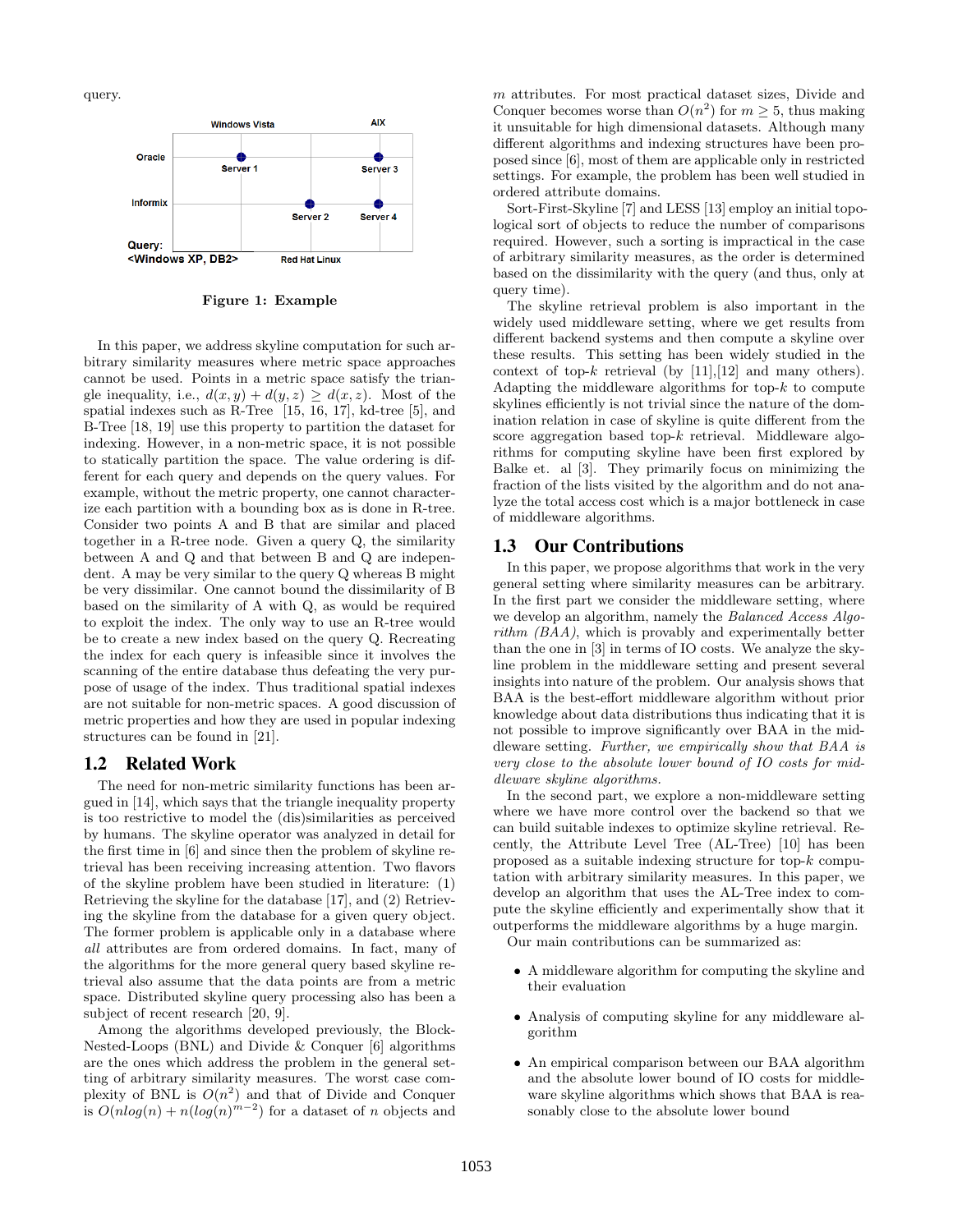query.

Windows Vista

AIX

Oracle

Server 1

Server 3

Informix

Server 2

Server 4

Query:
<Windows XP, DB2>

Red Hat Linux

**Figure 1: Example**

In this paper, we address skyline computation for such arbitrary similarity measures where metric space approaches cannot be used. Points in a metric space satisfy the triangle inequality, i.e., $d(x, y) + d(y, z) \geq d(x, z)$. Most of the spatial indexes such as R-Tree [15, 16, 17], kd-tree [5], and B-Tree [18, 19] use this property to partition the dataset for indexing. However, in a non-metric space, it is not possible to statically partition the space. The value ordering is different for each query and depends on the query values. For example, without the metric property, one cannot characterize each partition with a bounding box as is done in R-tree. Consider two points A and B that are similar and placed together in a R-tree node. Given a query Q, the similarity between A and Q and that between B and Q are independent. A may be very similar to the query Q whereas B might be very dissimilar. One cannot bound the dissimilarity of B based on the similarity of A with Q, as would be required to exploit the index. The only way to use an R-tree would be to create a new index based on the query Q. Recreating the index for each query is infeasible since it involves the scanning of the entire database thus defeating the very purpose of usage of the index. Thus traditional spatial indexes are not suitable for non-metric spaces. A good discussion of metric properties and how they are used in popular indexing structures can be found in [21].

## 1.2 Related Work

The need for non-metric similarity functions has been argued in [14], which says that the triangle inequality property is too restrictive to model the (dis)similarities as perceived by humans. The skyline operator was analyzed in detail for the first time in [6] and since then the problem of skyline retrieval has been receiving increasing attention. Two flavors of the skyline problem have been studied in literature: (1) Retrieving the skyline for the database [17], and (2) Retrieving the skyline from the database for a given query object. The former problem is applicable only in a database where *all* attributes are from ordered domains. In fact, many of the algorithms for the more general query based skyline retrieval also assume that the data points are from a metric space. Distributed skyline query processing also has been a subject of recent research [20, 9].

Among the algorithms developed previously, the Block-Nested-Loops (BNL) and Divide & Conquer [6] algorithms are the ones which address the problem in the general setting of arbitrary similarity measures. The worst case complexity of BNL is $O(n^2)$ and that of Divide and Conquer is $O(nlog(n) + n(log(n)^{m-2})$ for a dataset of $n$ objects and $m$ attributes. For most practical dataset sizes, Divide and Conquer becomes worse than $O(n^2)$ for $m \geq 5$, thus making it unsuitable for high dimensional datasets. Although many different algorithms and indexing structures have been proposed since [6], most of them are applicable only in restricted settings. For example, the problem has been well studied in ordered attribute domains.

Sort-First-Skyline [7] and LESS [13] employ an initial topological sort of objects to reduce the number of comparisons required. However, such a sorting is impractical in the case of arbitrary similarity measures, as the order is determined based on the dissimilarity with the query (and thus, only at query time).

The skyline retrieval problem is also important in the widely used middleware setting, where we get results from different backend systems and then compute a skyline over these results. This setting has been widely studied in the context of top-$k$ retrieval (by [11],[12] and many others). Adapting the middleware algorithms for top-$k$ to compute skylines efficiently is not trivial since the nature of the domination relation in case of skyline is quite different from the score aggregation based top-$k$ retrieval. Middleware algorithms for computing skyline have been first explored by Balke et. al [3]. They primarily focus on minimizing the fraction of the lists visited by the algorithm and do not analyze the total access cost which is a major bottleneck in case of middleware algorithms.

## 1.3 Our Contributions

In this paper, we propose algorithms that work in the very general setting where similarity measures can be arbitrary. In the first part we consider the middleware setting, where we develop an algorithm, namely the *Balanced Access Algorithm (BAA)*, which is provably and experimentally better than the one in [3] in terms of IO costs. We analyze the skyline problem in the middleware setting and present several insights into nature of the problem. Our analysis shows that BAA is the best-effort middleware algorithm without prior knowledge about data distributions thus indicating that it is not possible to improve significantly over BAA in the middleware setting. *Further, we empirically show that BAA is very close to the absolute lower bound of IO costs for middleware skyline algorithms.*

In the second part, we explore a non-middleware setting where we have more control over the backend so that we can build suitable indexes to optimize skyline retrieval. Recently, the Attribute Level Tree (AL-Tree) [10] has been proposed as a suitable indexing structure for top-$k$ computation with arbitrary similarity measures. In this paper, we develop an algorithm that uses the AL-Tree index to compute the skyline efficiently and experimentally show that it outperforms the middleware algorithms by a huge margin.

Our main contributions can be summarized as:

- A middleware algorithm for computing the skyline and their evaluation
- Analysis of computing skyline for any middleware algorithm
- An empirical comparison between our BAA algorithm and the absolute lower bound of IO costs for middleware skyline algorithms which shows that BAA is reasonably close to the absolute lower bound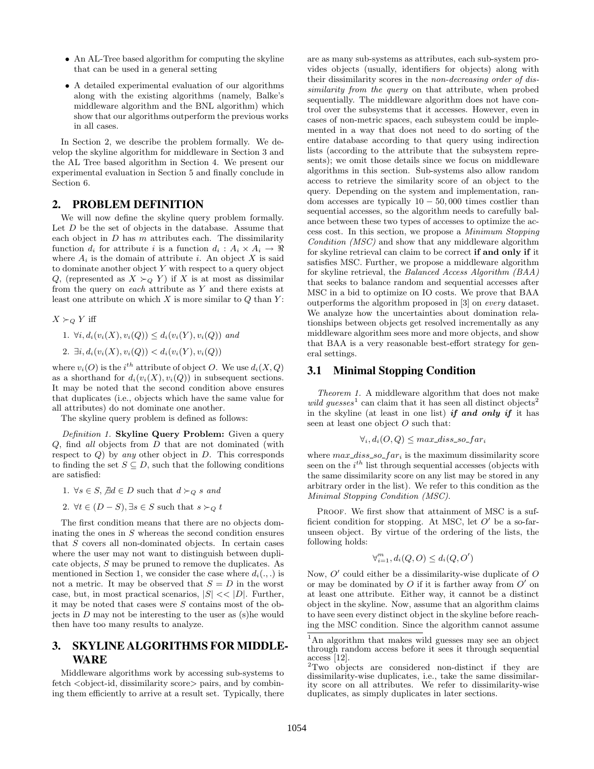- An AL-Tree based algorithm for computing the skyline that can be used in a general setting
- A detailed experimental evaluation of our algorithms along with the existing algorithms (namely, Balke's middleware algorithm and the BNL algorithm) which show that our algorithms outperform the previous works in all cases.

In Section 2, we describe the problem formally. We develop the skyline algorithm for middleware in Section 3 and the AL Tree based algorithm in Section 4. We present our experimental evaluation in Section 5 and finally conclude in Section 6.

## 2. PROBLEM DEFINITION

We will now define the skyline query problem formally. Let $D$ be the set of objects in the database. Assume that each object in $D$ has $m$ attributes each. The dissimilarity function $d_i$ for attribute $i$ is a function $d_i : A_i \times A_i \rightarrow \Re$ where $A_i$ is the domain of attribute $i$. An object $X$ is said to dominate another object $Y$ with respect to a query object $Q$, (represented as $X \succ_Q Y$) if $X$ is at most as dissimilar from the query on *each* attribute as $Y$ and there exists at least one attribute on which $X$ is more similar to $Q$ than $Y$:

$X \succ_Q Y$ iff

1. $\forall i, d_i(v_i(X), v_i(Q)) \leq d_i(v_i(Y), v_i(Q))$ *and*
2. $\exists i, d_i(v_i(X), v_i(Q)) < d_i(v_i(Y), v_i(Q))$

where $v_i(O)$ is the $i^{th}$ attribute of object $O$. We use $d_i(X, Q)$ as a shorthand for $d_i(v_i(X), v_i(Q))$ in subsequent sections. It may be noted that the second condition above ensures that duplicates (i.e., objects which have the same value for all attributes) do not dominate one another.

The skyline query problem is defined as follows:

*Definition 1.* **Skyline Query Problem:** Given a query $Q$, find *all* objects from $D$ that are not dominated (with respect to $Q$) by *any* other object in $D$. This corresponds to finding the set $S \subseteq D$, such that the following conditions are satisfied:

1. $\forall s \in S, \nexists d \in D$ such that $d \succ_Q s$ *and*
2. $\forall t \in (D - S), \exists s \in S$ such that $s \succ_Q t$

The first condition means that there are no objects dominating the ones in $S$ whereas the second condition ensures that $S$ covers all non-dominated objects. In certain cases where the user may not want to distinguish between duplicate objects, $S$ may be pruned to remove the duplicates. As mentioned in Section 1, we consider the case where $d_i(.,.)$ is not a metric. It may be observed that $S = D$ in the worst case, but, in most practical scenarios, $|S| << |D|$. Further, it may be noted that cases were $S$ contains most of the objects in $D$ may not be interesting to the user as (s)he would then have too many results to analyze.

## 3. SKYLINE ALGORITHMS FOR MIDDLEWARE

Middleware algorithms work by accessing sub-systems to fetch <object-id, dissimilarity score> pairs, and by combining them efficiently to arrive at a result set. Typically, there are as many sub-systems as attributes, each sub-system provides objects (usually, identifiers for objects) along with their dissimilarity scores in the *non-decreasing order of dissimilarity from the query* on that attribute, when probed sequentially. The middleware algorithm does not have control over the subsystems that it accesses. However, even in cases of non-metric spaces, each subsystem could be implemented in a way that does not need to do sorting of the entire database according to that query using indirection lists (according to the attribute that the subsystem represents); we omit those details since we focus on middleware algorithms in this section. Sub-systems also allow random access to retrieve the similarity score of an object to the query. Depending on the system and implementation, random accesses are typically $10 - 50,000$ times costlier than sequential accesses, so the algorithm needs to carefully balance between these two types of accesses to optimize the access cost. In this section, we propose a *Minimum Stopping Condition (MSC)* and show that any middleware algorithm for skyline retrieval can claim to be correct **if and only if** it satisfies MSC. Further, we propose a middleware algorithm for skyline retrieval, the *Balanced Access Algorithm (BAA)* that seeks to balance random and sequential accesses after MSC in a bid to optimize on IO costs. We prove that BAA outperforms the algorithm proposed in [3] on *every* dataset. We analyze how the uncertainties about domination relationships between objects get resolved incrementally as any middleware algorithm sees more and more objects, and show that BAA is a very reasonable best-effort strategy for general settings.

### 3.1 Minimal Stopping Condition

*Theorem 1.* A middleware algorithm that does not make *wild guesses*[1] can claim that it has seen all distinct objects[2] in the skyline (at least in one list) ***if and only if*** it has seen at least one object $O$ such that:

$$\forall_i, d_i(O, Q) \leq max\_diss\_so\_far_i$$

where $max\_diss\_so\_far_i$ is the maximum dissimilarity score seen on the $i^{th}$ list through sequential accesses (objects with the same dissimilarity score on any list may be stored in any arbitrary order in the list). We refer to this condition as the *Minimal Stopping Condition (MSC)*.

Proof. We first show that attainment of MSC is a sufficient condition for stopping. At MSC, let $O'$ be a so-far-unseen object. By virtue of the ordering of the lists, the following holds:

$$\forall_{i=1}^{m}, d_i(Q, O) \leq d_i(Q, O')$$

Now, $O'$ could either be a dissimilarity-wise duplicate of $O$ or may be dominated by $O$ if it is farther away from $O'$ on at least one attribute. Either way, it cannot be a distinct object in the skyline. Now, assume that an algorithm claims to have seen every distinct object in the skyline before reaching the MSC condition. Since the algorithm cannot assume

[1] An algorithm that makes wild guesses may see an object through random access before it sees it through sequential access [12].

[2] Two objects are considered non-distinct if they are dissimilarity-wise duplicates, i.e., take the same dissimilarity score on all attributes. We refer to dissimilarity-wise duplicates, as simply duplicates in later sections.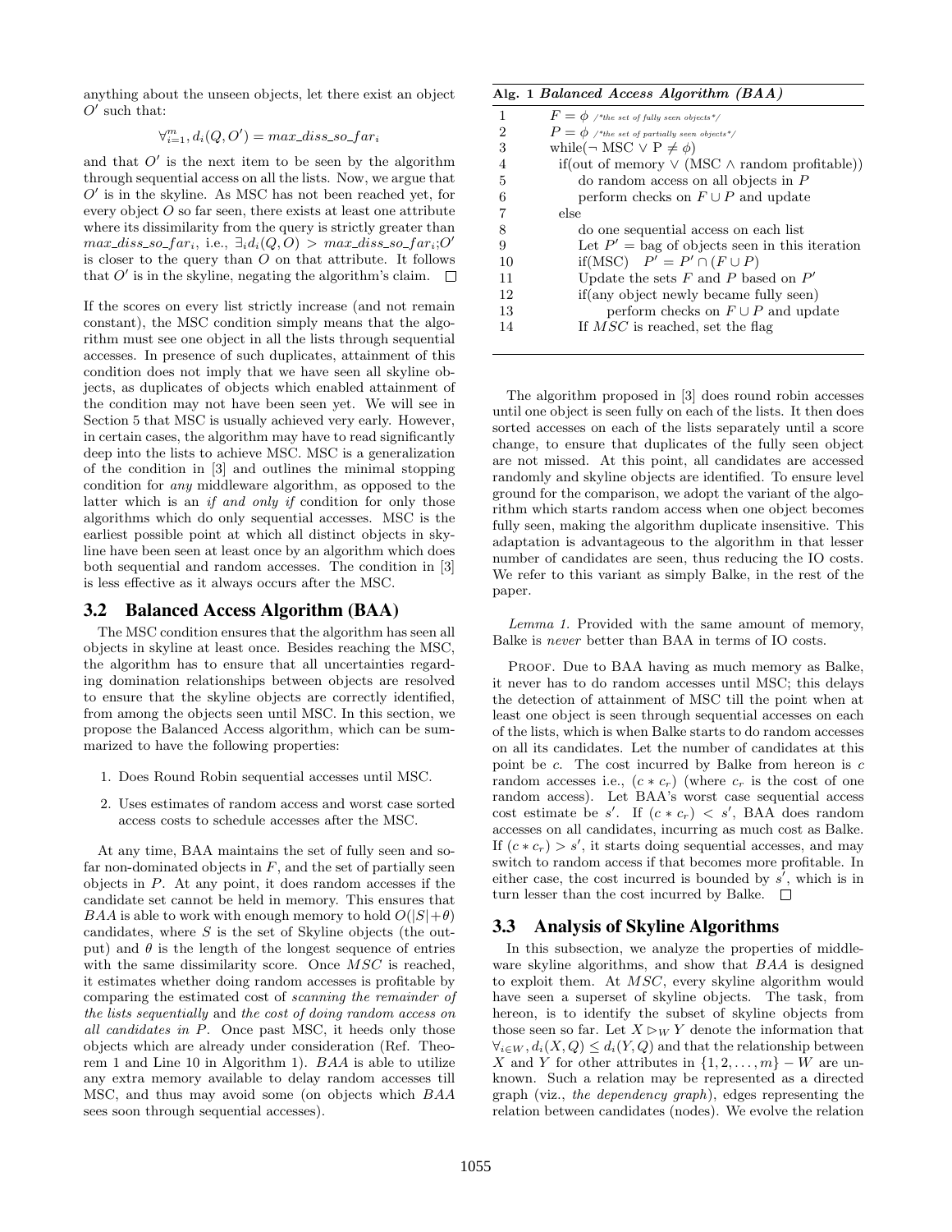anything about the unseen objects, let there exist an object $O'$ such that:

$$\forall_{i=1}^{m}, d_i(Q, O') = max\_diss\_so\_far_i$$

and that $O'$ is the next item to be seen by the algorithm through sequential access on all the lists. Now, we argue that $O'$ is in the skyline. As MSC has not been reached yet, for every object $O$ so far seen, there exists at least one attribute where its dissimilarity from the query is strictly greater than $max\_diss\_so\_far_i$, i.e., $\exists_i d_i(Q, O) > max\_diss\_so\_far_i$;$O'$ is closer to the query than $O$ on that attribute. It follows that $O'$ is in the skyline, negating the algorithm's claim. □

If the scores on every list strictly increase (and not remain constant), the MSC condition simply means that the algorithm must see one object in all the lists through sequential accesses. In presence of such duplicates, attainment of this condition does not imply that we have seen all skyline objects, as duplicates of objects which enabled attainment of the condition may not have been seen yet. We will see in Section 5 that MSC is usually achieved very early. However, in certain cases, the algorithm may have to read significantly deep into the lists to achieve MSC. MSC is a generalization of the condition in [3] and outlines the minimal stopping condition for *any* middleware algorithm, as opposed to the latter which is an *if and only if* condition for only those algorithms which do only sequential accesses. MSC is the earliest possible point at which all distinct objects in skyline have been seen at least once by an algorithm which does both sequential and random accesses. The condition in [3] is less effective as it always occurs after the MSC.

## 3.2 Balanced Access Algorithm (BAA)

The MSC condition ensures that the algorithm has seen all objects in skyline at least once. Besides reaching the MSC, the algorithm has to ensure that all uncertainties regarding domination relationships between objects are resolved to ensure that the skyline objects are correctly identified, from among the objects seen until MSC. In this section, we propose the Balanced Access algorithm, which can be summarized to have the following properties:

1. Does Round Robin sequential accesses until MSC.
2. Uses estimates of random access and worst case sorted access costs to schedule accesses after the MSC.

At any time, BAA maintains the set of fully seen and so-far non-dominated objects in $F$, and the set of partially seen objects in $P$. At any point, it does random accesses if the candidate set cannot be held in memory. This ensures that $BAA$ is able to work with enough memory to hold $O(|S|+\theta)$ candidates, where $S$ is the set of Skyline objects (the output) and $\theta$ is the length of the longest sequence of entries with the same dissimilarity score. Once $MSC$ is reached, it estimates whether doing random accesses is profitable by comparing the estimated cost of *scanning the remainder of the lists sequentially* and *the cost of doing random access on all candidates in* $P$. Once past MSC, it heeds only those objects which are already under consideration (Ref. Theorem 1 and Line 10 in Algorithm 1). $BAA$ is able to utilize any extra memory available to delay random accesses till MSC, and thus may avoid some (on objects which $BAA$ sees soon through sequential accesses).

**Alg. 1** ***Balanced Access Algorithm (BAA)***

```
1   F = φ /*the set of fully seen objects*/
2   P = φ /*the set of partially seen objects*/
3   while(¬ MSC ∨ P ≠ φ)
4     if(out of memory ∨ (MSC ∧ random profitable))
5         do random access on all objects in P
6         perform checks on F ∪ P and update
7     else
8         do one sequential access on each list
9         Let P' = bag of objects seen in this iteration
10        if(MSC)   P' = P' ∩ (F ∪ P)
11        Update the sets F and P based on P'
12        if(any object newly became fully seen)
13             perform checks on F ∪ P and update
14        If MSC is reached, set the flag
```

The algorithm proposed in [3] does round robin accesses until one object is seen fully on each of the lists. It then does sorted accesses on each of the lists separately until a score change, to ensure that duplicates of the fully seen object are not missed. At this point, all candidates are accessed randomly and skyline objects are identified. To ensure level ground for the comparison, we adopt the variant of the algorithm which starts random access when one object becomes fully seen, making the algorithm duplicate insensitive. This adaptation is advantageous to the algorithm in that lesser number of candidates are seen, thus reducing the IO costs. We refer to this variant as simply Balke, in the rest of the paper.

*Lemma 1.* Provided with the same amount of memory, Balke is *never* better than BAA in terms of IO costs.

Proof. Due to BAA having as much memory as Balke, it never has to do random accesses until MSC; this delays the detection of attainment of MSC till the point when at least one object is seen through sequential accesses on each of the lists, which is when Balke starts to do random accesses on all its candidates. Let the number of candidates at this point be $c$. The cost incurred by Balke from hereon is $c$ random accesses i.e., $(c * c_r)$ (where $c_r$ is the cost of one random access). Let BAA's worst case sequential access cost estimate be $s'$. If $(c * c_r) < s'$, BAA does random accesses on all candidates, incurring as much cost as Balke. If $(c * c_r) > s'$, it starts doing sequential accesses, and may switch to random access if that becomes more profitable. In either case, the cost incurred is bounded by $s'$, which is in turn lesser than the cost incurred by Balke. □

## 3.3 Analysis of Skyline Algorithms

In this subsection, we analyze the properties of middleware skyline algorithms, and show that $BAA$ is designed to exploit them. At $MSC$, every skyline algorithm would have seen a superset of skyline objects. The task, from hereon, is to identify the subset of skyline objects from those seen so far. Let $X \rhd_W Y$ denote the information that $\forall_{i \in W}, d_i(X, Q) \leq d_i(Y, Q)$ and that the relationship between $X$ and $Y$ for other attributes in $\{1, 2, \ldots, m\} - W$ are unknown. Such a relation may be represented as a directed graph (viz., *the dependency graph*), edges representing the relation between candidates (nodes). We evolve the relation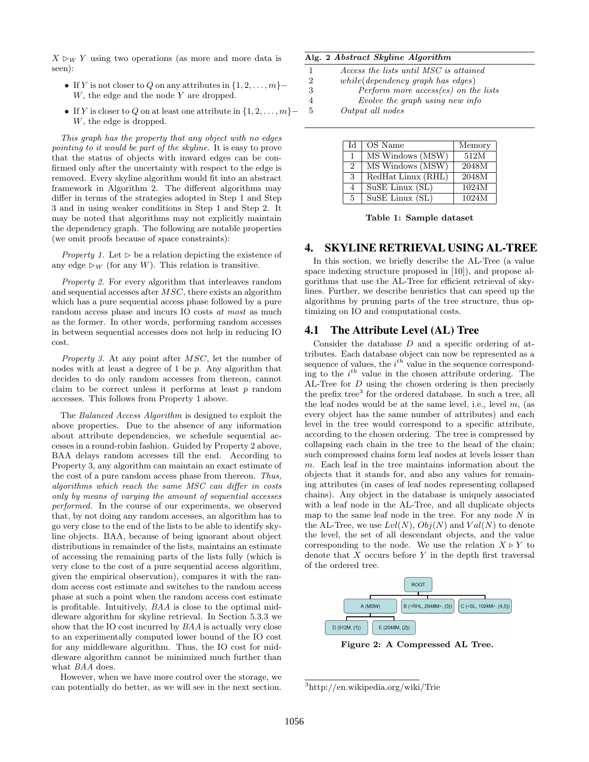$X \rhd_W Y$ using two operations (as more and more data is seen):

- If $Y$ is not closer to $Q$ on any attributes in $\{1, 2, \ldots, m\} - W$, the edge and the node $Y$ are dropped.
- If $Y$ is closer to $Q$ on at least one attribute in $\{1, 2, \ldots, m\} - W$, the edge is dropped.

*This graph has the property that any object with no edges pointing to it would be part of the skyline.* It is easy to prove that the status of objects with inward edges can be confirmed only after the uncertainty with respect to the edge is removed. Every skyline algorithm would fit into an abstract framework in Algorithm 2. The different algorithms may differ in terms of the strategies adopted in Step 1 and Step 3 and in using weaker conditions in Step 1 and Step 2. It may be noted that algorithms may not explicitly maintain the dependency graph. The following are notable properties (we omit proofs because of space constraints):

*Property 1.* Let $\rhd$ be a relation depicting the existence of any edge $\rhd_W$ (for any $W$). This relation is transitive.

*Property 2.* For every algorithm that interleaves random and sequential accesses after $MSC$, there exists an algorithm which has a pure sequential access phase followed by a pure random access phase and incurs IO costs *at most* as much as the former. In other words, performing random accesses in between sequential accesses does not help in reducing IO cost.

*Property 3.* At any point after $MSC$, let the number of nodes with at least a degree of 1 be $p$. Any algorithm that decides to do only random accesses from thereon, cannot claim to be correct unless it performs at least $p$ random accesses. This follows from Property 1 above.

The *Balanced Access Algorithm* is designed to exploit the above properties. Due to the absence of any information about attribute dependencies, we schedule sequential accesses in a round-robin fashion. Guided by Property 2 above, BAA delays random accesses till the end. According to Property 3, any algorithm can maintain an exact estimate of the cost of a pure random access phase from thereon. *Thus, algorithms which reach the same MSC can differ in costs only by means of varying the amount of sequential accesses performed.* In the course of our experiments, we observed that, by not doing any random accesses, an algorithm has to go very close to the end of the lists to be able to identify skyline objects. BAA, because of being ignorant about object distributions in remainder of the lists, maintains an estimate of accessing the remaining parts of the lists fully (which is very close to the cost of a pure sequential access algorithm, given the empirical observation), compares it with the random access cost estimate and switches to the random access phase at such a point when the random access cost estimate is profitable. Intuitively, *BAA* is close to the optimal middleware algorithm for skyline retrieval. In Section 5.3.3 we show that the IO cost incurred by *BAA* is actually very close to an experimentally computed lower bound of the IO cost for any middleware algorithm. Thus, the IO cost for middleware algorithm cannot be minimized much further than what *BAA* does.

However, when we have more control over the storage, we can potentially do better, as we will see in the next section.

**Alg. 2** ***Abstract Skyline Algorithm***

```
1   Access the lists until MSC is attained
2   while(dependency graph has edges)
3       Perform more access(es) on the lists
4       Evolve the graph using new info
5   Output all nodes
```

| Id | OS Name | Memory |
|---|---|---|
| 1 | MS Windows (MSW) | 512M |
| 2 | MS Windows (MSW) | 2048M |
| 3 | RedHat Linux (RHL) | 2048M |
| 4 | SuSE Linux (SL) | 1024M |
| 5 | SuSE Linux (SL) | 1024M |

**Table 1: Sample dataset**

## 4. SKYLINE RETRIEVAL USING AL-TREE

In this section, we briefly describe the AL-Tree (a value space indexing structure proposed in [10]), and propose algorithms that use the AL-Tree for efficient retrieval of skylines. Further, we describe heuristics that can speed up the algorithms by pruning parts of the tree structure, thus optimizing on IO and computational costs.

### 4.1 The Attribute Level (AL) Tree

Consider the database $D$ and a specific ordering of attributes. Each database object can now be represented as a sequence of values, the $i^{th}$ value in the sequence corresponding to the $i^{th}$ value in the chosen attribute ordering. The AL-Tree for $D$ using the chosen ordering is then precisely the prefix tree[3] for the ordered database. In such a tree, all the leaf nodes would be at the same level, i.e., level $m$, (as every object has the same number of attributes) and each level in the tree would correspond to a specific attribute, according to the chosen ordering. The tree is compressed by collapsing each chain in the tree to the head of the chain; such compressed chains form leaf nodes at levels lesser than $m$. Each leaf in the tree maintains information about the objects that it stands for, and also any values for remaining attributes (in cases of leaf nodes representing collapsed chains). Any object in the database is uniquely associated with a leaf node in the AL-Tree, and all duplicate objects map to the same leaf node in the tree. For any node $N$ in the AL-Tree, we use $Lvl(N)$, $Obj(N)$ and $Val(N)$ to denote the level, the set of all descendant objects, and the value corresponding to the node. We use the relation $X \rhd Y$ to denote that $X$ occurs before $Y$ in the depth first traversal of the ordered tree.

ROOT
- A (MSW)
  - D (512M, {1})
  - E (2048M, {2})
- B (<RHL, 2048M>, {3})
- C (<SL, 1024M>, {4,5})

**Figure 2: A Compressed AL Tree.**

[3] http://en.wikipedia.org/wiki/Trie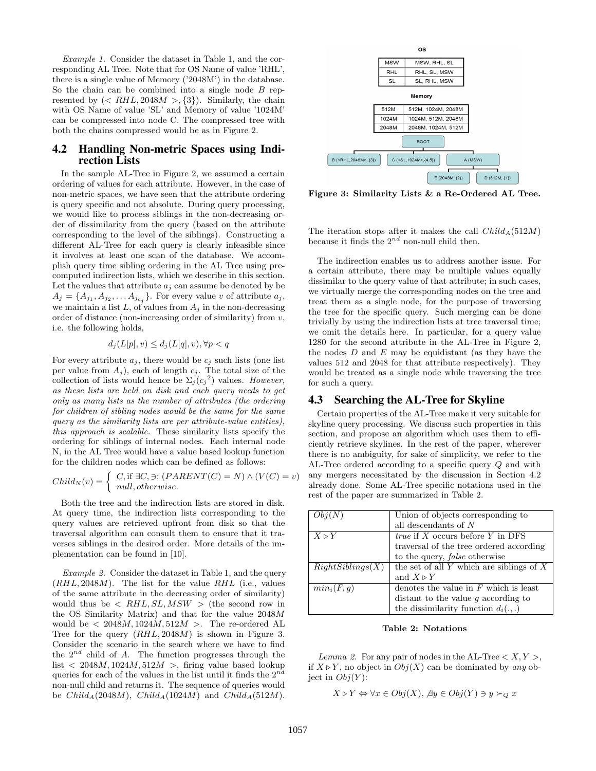*Example 1.* Consider the dataset in Table 1, and the corresponding AL Tree. Note that for OS Name of value 'RHL', there is a single value of Memory ('2048M') in the database. So the chain can be combined into a single node $B$ represented by $(< RHL, 2048M >, \{3\})$. Similarly, the chain with OS Name of value 'SL' and Memory of value '1024M' can be compressed into node C. The compressed tree with both the chains compressed would be as in Figure 2.

## 4.2 Handling Non-metric Spaces using Indirection Lists

In the sample AL-Tree in Figure 2, we assumed a certain ordering of values for each attribute. However, in the case of non-metric spaces, we have seen that the attribute ordering is query specific and not absolute. During query processing, we would like to process siblings in the non-decreasing order of dissimilarity from the query (based on the attribute corresponding to the level of the siblings). Constructing a different AL-Tree for each query is clearly infeasible since it involves at least one scan of the database. We accomplish query time sibling ordering in the AL Tree using precomputed indirection lists, which we describe in this section. Let the values that attribute $a_j$ can assume be denoted by be $A_j = \{A_{j_1}, A_{j_2}, \ldots A_{j_{c_j}}\}$. For every value $v$ of attribute $a_j$, we maintain a list $L$, of values from $A_j$ in the non-decreasing order of distance (non-increasing order of similarity) from $v$, i.e. the following holds,

$$d_j(L[p], v) \leq d_j(L[q], v), \forall p < q$$

For every attribute $a_j$, there would be $c_j$ such lists (one list per value from $A_j$), each of length $c_j$. The total size of the collection of lists would hence be $\Sigma_j({c_j}^2)$ values. *However, as these lists are held on disk and each query needs to get only as many lists as the number of attributes (the ordering for children of sibling nodes would be the same for the same query as the similarity lists are per attribute-value entities), this approach is scalable.* These similarity lists specify the ordering for siblings of internal nodes. Each internal node N, in the AL Tree would have a value based lookup function for the children nodes which can be defined as follows:

$$Child_N(v) = \begin{cases} C, \text{if } \exists C, \ni: (PARENT(C) = N) \wedge (V(C) = v) \\ null, otherwise. \end{cases}$$

Both the tree and the indirection lists are stored in disk. At query time, the indirection lists corresponding to the query values are retrieved upfront from disk so that the traversal algorithm can consult them to ensure that it traverses siblings in the desired order. More details of the implementation can be found in [10].

*Example 2.* Consider the dataset in Table 1, and the query $(RHL, 2048M)$. The list for the value $RHL$ (i.e., values of the same attribute in the decreasing order of similarity) would thus be $< RHL, SL, MSW >$ (the second row in the OS Similarity Matrix) and that for the value $2048M$ would be $< 2048M, 1024M, 512M >$. The re-ordered AL Tree for the query $(RHL, 2048M)$ is shown in Figure 3. Consider the scenario in the search where we have to find the $2^{nd}$ child of $A$. The function progresses through the list $< 2048M, 1024M, 512M >$, firing value based lookup queries for each of the values in the list until it finds the $2^{nd}$ non-null child and returns it. The sequence of queries would be $Child_A(2048M)$, $Child_A(1024M)$ and $Child_A(512M)$.

**OS**

| | |
|---|---|
| MSW | MSW, RHL, SL |
| RHL | RHL, SL, MSW |
| SL | SL, RHL, MSW |

**Memory**

| | |
|---|---|
| 512M | 512M, 1024M, 2048M |
| 1024M | 1024M, 512M, 2048M |
| 2048M | 2048M, 1024M, 512M |

ROOT → B (<RHL,2048M>, {3}); C (<SL,1024M>,{4,5}); A (MSW) → E (2048M, {2}); D (512M, {1})

**Figure 3: Similarity Lists & a Re-Ordered AL Tree.**

The iteration stops after it makes the call $Child_A(512M)$ because it finds the $2^{nd}$ non-null child then.

The indirection enables us to address another issue. For a certain attribute, there may be multiple values equally dissimilar to the query value of that attribute; in such cases, we virtually merge the corresponding nodes on the tree and treat them as a single node, for the purpose of traversing the tree for the specific query. Such merging can be done trivially by using the indirection lists at tree traversal time; we omit the details here. In particular, for a query value 1280 for the second attribute in the AL-Tree in Figure 2, the nodes $D$ and $E$ may be equidistant (as they have the values 512 and 2048 for that attribute respectively). They would be treated as a single node while traversing the tree for such a query.

## 4.3 Searching the AL-Tree for Skyline

Certain properties of the AL-Tree make it very suitable for skyline query processing. We discuss such properties in this section, and propose an algorithm which uses them to efficiently retrieve skylines. In the rest of the paper, wherever there is no ambiguity, for sake of simplicity, we refer to the AL-Tree ordered according to a specific query $Q$ and with any mergers necessitated by the discussion in Section 4.2 already done. Some AL-Tree specific notations used in the rest of the paper are summarized in Table 2.

| | |
|---|---|
| $Obj(N)$ | Union of objects corresponding to all descendants of $N$ |
| $X \rhd Y$ | *true* if $X$ occurs before $Y$ in DFS traversal of the tree ordered according to the query, *false* otherwise |
| $RightSiblings(X)$ | the set of all $Y$ which are siblings of $X$ and $X \rhd Y$ |
| $min_i(F, g)$ | denotes the value in $F$ which is least distant to the value $g$ according to the dissimilarity function $d_i(.,.)$ |

**Table 2: Notations**

*Lemma 2.* For any pair of nodes in the AL-Tree $< X, Y >$, if $X \rhd Y$, no object in $Obj(X)$ can be dominated by *any* object in $Obj(Y)$:

$$X \rhd Y \Leftrightarrow \forall x \in Obj(X), \nexists y \in Obj(Y) \ni y \succ_Q x$$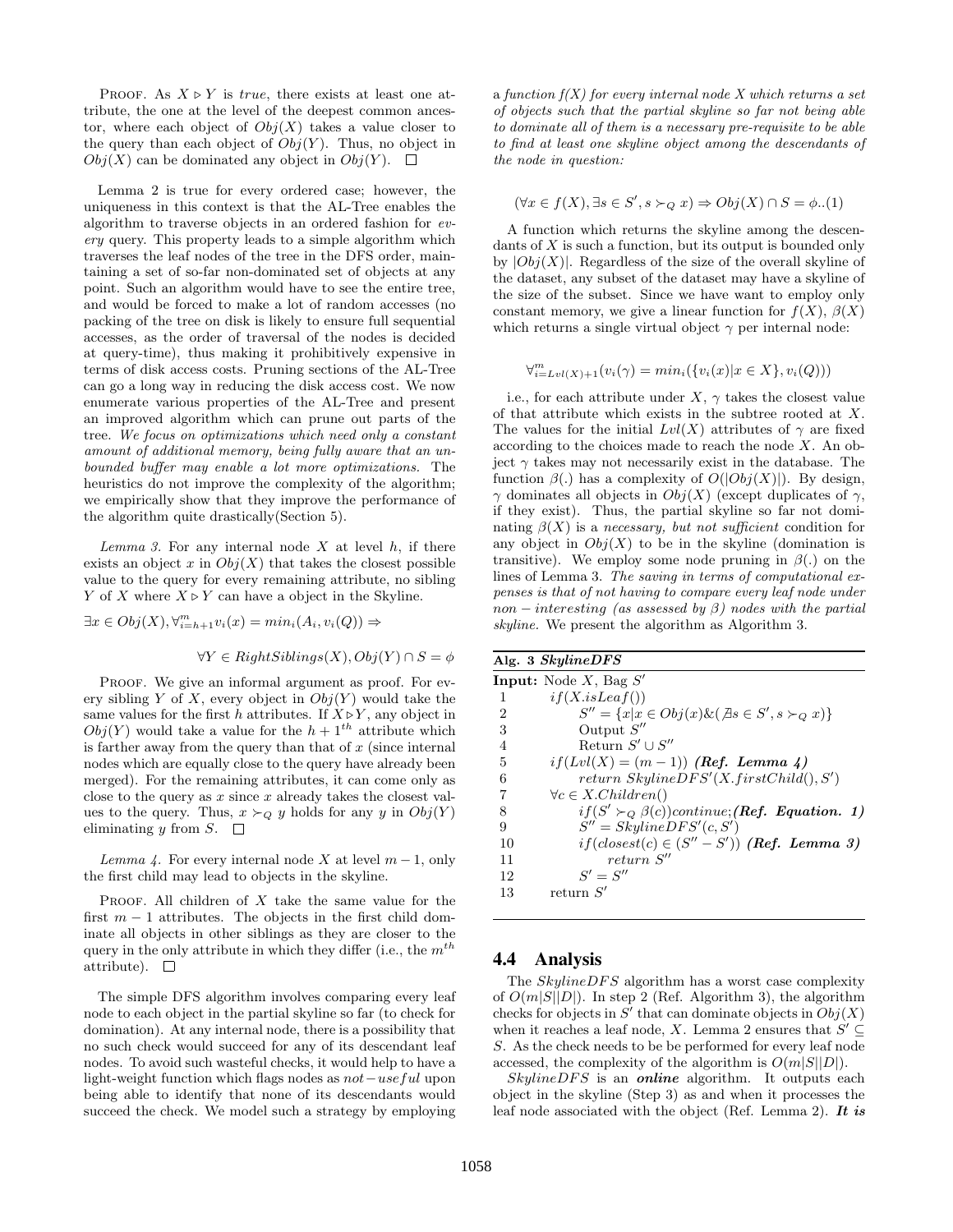PROOF. As $X \triangleright Y$ is *true*, there exists at least one attribute, the one at the level of the deepest common ancestor, where each object of $Obj(X)$ takes a value closer to the query than each object of $Obj(Y)$. Thus, no object in $Obj(X)$ can be dominated any object in $Obj(Y)$. $\square$

Lemma 2 is true for every ordered case; however, the uniqueness in this context is that the AL-Tree enables the algorithm to traverse objects in an ordered fashion for *every* query. This property leads to a simple algorithm which traverses the leaf nodes of the tree in the DFS order, maintaining a set of so-far non-dominated set of objects at any point. Such an algorithm would have to see the entire tree, and would be forced to make a lot of random accesses (no packing of the tree on disk is likely to ensure full sequential accesses, as the order of traversal of the nodes is decided at query-time), thus making it prohibitively expensive in terms of disk access costs. Pruning sections of the AL-Tree can go a long way in reducing the disk access cost. We now enumerate various properties of the AL-Tree and present an improved algorithm which can prune out parts of the tree. *We focus on optimizations which need only a constant amount of additional memory, being fully aware that an unbounded buffer may enable a lot more optimizations.* The heuristics do not improve the complexity of the algorithm; we empirically show that they improve the performance of the algorithm quite drastically(Section 5).

*Lemma 3.* For any internal node $X$ at level $h$, if there exists an object $x$ in $Obj(X)$ that takes the closest possible value to the query for every remaining attribute, no sibling $Y$ of $X$ where $X \triangleright Y$ can have a object in the Skyline.

$$\exists x \in Obj(X), \forall_{i=h+1}^{m} v_i(x) = min_i(A_i, v_i(Q)) \Rightarrow$$

$$\forall Y \in RightSiblings(X), Obj(Y) \cap S = \phi$$

PROOF. We give an informal argument as proof. For every sibling $Y$ of $X$, every object in $Obj(Y)$ would take the same values for the first $h$ attributes. If $X \triangleright Y$, any object in $Obj(Y)$ would take a value for the $h+1^{th}$ attribute which is farther away from the query than that of $x$ (since internal nodes which are equally close to the query have already been merged). For the remaining attributes, it can come only as close to the query as $x$ since $x$ already takes the closest values to the query. Thus, $x \succ_Q y$ holds for any $y$ in $Obj(Y)$ eliminating $y$ from $S$. $\square$

*Lemma 4.* For every internal node $X$ at level $m-1$, only the first child may lead to objects in the skyline.

PROOF. All children of $X$ take the same value for the first $m-1$ attributes. The objects in the first child dominate all objects in other siblings as they are closer to the query in the only attribute in which they differ (i.e., the $m^{th}$ attribute). $\square$

The simple DFS algorithm involves comparing every leaf node to each object in the partial skyline so far (to check for domination). At any internal node, there is a possibility that no such check would succeed for any of its descendant leaf nodes. To avoid such wasteful checks, it would help to have a light-weight function which flags nodes as $not-useful$ upon being able to identify that none of its descendants would succeed the check. We model such a strategy by employing *a function f(X) for every internal node X which returns a set of objects such that the partial skyline so far not being able to dominate all of them is a necessary pre-requisite to be able to find at least one skyline object among the descendants of the node in question:*

$$(\forall x \in f(X), \exists s \in S', s \succ_Q x) \Rightarrow Obj(X) \cap S = \phi..(1)$$

A function which returns the skyline among the descendants of $X$ is such a function, but its output is bounded only by $|Obj(X)|$. Regardless of the size of the overall skyline of the dataset, any subset of the dataset may have a skyline of the size of the subset. Since we have want to employ only constant memory, we give a linear function for $f(X)$, $\beta(X)$ which returns a single virtual object $\gamma$ per internal node:

$$\forall_{i=Lvl(X)+1}^{m}(v_i(\gamma) = min_i(\{v_i(x)|x \in X\}, v_i(Q)))$$

i.e., for each attribute under $X$, $\gamma$ takes the closest value of that attribute which exists in the subtree rooted at $X$. The values for the initial $Lvl(X)$ attributes of $\gamma$ are fixed according to the choices made to reach the node $X$. An object $\gamma$ takes may not necessarily exist in the database. The function $\beta(.)$ has a complexity of $O(|Obj(X)|)$. By design, $\gamma$ dominates all objects in $Obj(X)$ (except duplicates of $\gamma$, if they exist). Thus, the partial skyline so far not dominating $\beta(X)$ is a *necessary, but not sufficient* condition for any object in $Obj(X)$ to be in the skyline (domination is transitive). We employ some node pruning in $\beta(.)$ on the lines of Lemma 3. *The saving in terms of computational expenses is that of not having to compare every leaf node under $non-interesting$ (as assessed by $\beta$) nodes with the partial skyline.* We present the algorithm as Algorithm 3.

**Alg. 3 *SkylineDFS***

**Input:** Node $X$, Bag $S'$

```
1    if(X.isLeaf())
2         S'' = {x|x ∈ Obj(x)&(∄s ∈ S', s ≻_Q x)}
3         Output S''
4         Return S' ∪ S''
5    if(Lvl(X) = (m − 1))  (Ref. Lemma 4)
6         return SkylineDFS'(X.firstChild(), S')
7    ∀c ∈ X.Children()
8         if(S' ≻_Q β(c))continue;(Ref. Equation. 1)
9         S'' = SkylineDFS'(c, S')
10        if(closest(c) ∈ (S'' − S'))  (Ref. Lemma 3)
11             return S''
12        S' = S''
13   return S'
```

## 4.4 Analysis

The $SkylineDFS$ algorithm has a worst case complexity of $O(m|S||D|)$. In step 2 (Ref. Algorithm 3), the algorithm checks for objects in $S'$ that can dominate objects in $Obj(X)$ when it reaches a leaf node, $X$. Lemma 2 ensures that $S' \subseteq S$. As the check needs to be be performed for every leaf node accessed, the complexity of the algorithm is $O(m|S||D|)$.

$SkylineDFS$ is an ***online*** algorithm. It outputs each object in the skyline (Step 3) as and when it processes the leaf node associated with the object (Ref. Lemma 2). ***It is***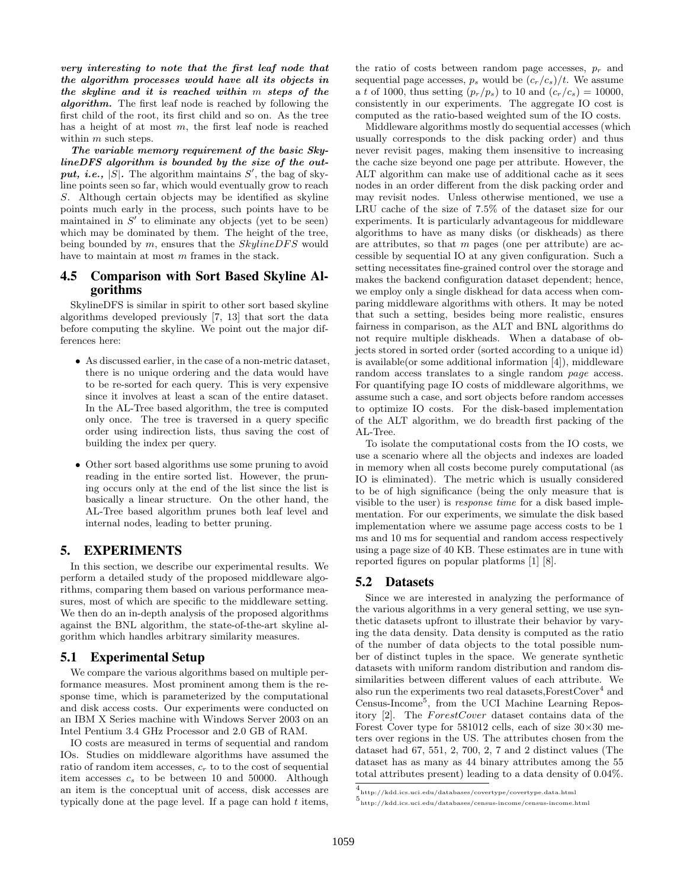***very interesting to note that the first leaf node that the algorithm processes would have all its objects in the skyline and it is reached within*** $m$ ***steps of the algorithm.*** The first leaf node is reached by following the first child of the root, its first child and so on. As the tree has a height of at most $m$, the first leaf node is reached within $m$ such steps.

***The variable memory requirement of the basic SkylineDFS algorithm is bounded by the size of the output, i.e.,*** $|S|$. The algorithm maintains $S'$, the bag of skyline points seen so far, which would eventually grow to reach $S$. Although certain objects may be identified as skyline points much early in the process, such points have to be maintained in $S'$ to eliminate any objects (yet to be seen) which may be dominated by them. The height of the tree, being bounded by $m$, ensures that the *SkylineDFS* would have to maintain at most $m$ frames in the stack.

## 4.5 Comparison with Sort Based Skyline Algorithms

SkylineDFS is similar in spirit to other sort based skyline algorithms developed previously [7, 13] that sort the data before computing the skyline. We point out the major differences here:

- As discussed earlier, in the case of a non-metric dataset, there is no unique ordering and the data would have to be re-sorted for each query. This is very expensive since it involves at least a scan of the entire dataset. In the AL-Tree based algorithm, the tree is computed only once. The tree is traversed in a query specific order using indirection lists, thus saving the cost of building the index per query.
- Other sort based algorithms use some pruning to avoid reading in the entire sorted list. However, the pruning occurs only at the end of the list since the list is basically a linear structure. On the other hand, the AL-Tree based algorithm prunes both leaf level and internal nodes, leading to better pruning.

# 5. EXPERIMENTS

In this section, we describe our experimental results. We perform a detailed study of the proposed middleware algorithms, comparing them based on various performance measures, most of which are specific to the middleware setting. We then do an in-depth analysis of the proposed algorithms against the BNL algorithm, the state-of-the-art skyline algorithm which handles arbitrary similarity measures.

## 5.1 Experimental Setup

We compare the various algorithms based on multiple performance measures. Most prominent among them is the response time, which is parameterized by the computational and disk access costs. Our experiments were conducted on an IBM X Series machine with Windows Server 2003 on an Intel Pentium 3.4 GHz Processor and 2.0 GB of RAM.

IO costs are measured in terms of sequential and random IOs. Studies on middleware algorithms have assumed the ratio of random item accesses, $c_r$ to to the cost of sequential item accesses $c_s$ to be between 10 and 50000. Although an item is the conceptual unit of access, disk accesses are typically done at the page level. If a page can hold $t$ items, the ratio of costs between random page accesses, $p_r$ and sequential page accesses, $p_s$ would be $(c_r/c_s)/t$. We assume a $t$ of 1000, thus setting $(p_r/p_s)$ to 10 and $(c_r/c_s) = 10000$, consistently in our experiments. The aggregate IO cost is computed as the ratio-based weighted sum of the IO costs.

Middleware algorithms mostly do sequential accesses (which usually corresponds to the disk packing order) and thus never revisit pages, making them insensitive to increasing the cache size beyond one page per attribute. However, the ALT algorithm can make use of additional cache as it sees nodes in an order different from the disk packing order and may revisit nodes. Unless otherwise mentioned, we use a LRU cache of the size of 7.5% of the dataset size for our experiments. It is particularly advantageous for middleware algorithms to have as many disks (or diskheads) as there are attributes, so that $m$ pages (one per attribute) are accessible by sequential IO at any given configuration. Such a setting necessitates fine-grained control over the storage and makes the backend configuration dataset dependent; hence, we employ only a single diskhead for data access when comparing middleware algorithms with others. It may be noted that such a setting, besides being more realistic, ensures fairness in comparison, as the ALT and BNL algorithms do not require multiple diskheads. When a database of objects stored in sorted order (sorted according to a unique id) is available(or some additional information [4]), middleware random access translates to a single random *page* access. For quantifying page IO costs of middleware algorithms, we assume such a case, and sort objects before random accesses to optimize IO costs. For the disk-based implementation of the ALT algorithm, we do breadth first packing of the AL-Tree.

To isolate the computational costs from the IO costs, we use a scenario where all the objects and indexes are loaded in memory when all costs become purely computational (as IO is eliminated). The metric which is usually considered to be of high significance (being the only measure that is visible to the user) is *response time* for a disk based implementation. For our experiments, we simulate the disk based implementation where we assume page access costs to be 1 ms and 10 ms for sequential and random access respectively using a page size of 40 KB. These estimates are in tune with reported figures on popular platforms [1] [8].

## 5.2 Datasets

Since we are interested in analyzing the performance of the various algorithms in a very general setting, we use synthetic datasets upfront to illustrate their behavior by varying the data density. Data density is computed as the ratio of the number of data objects to the total possible number of distinct tuples in the space. We generate synthetic datasets with uniform random distribution and random dissimilarities between different values of each attribute. We also run the experiments two real datasets,ForestCover[4] and Census-Income[5], from the UCI Machine Learning Repository [2]. The *ForestCover* dataset contains data of the Forest Cover type for 581012 cells, each of size 30×30 meters over regions in the US. The attributes chosen from the dataset had 67, 551, 2, 700, 2, 7 and 2 distinct values (The dataset has as many as 44 binary attributes among the 55 total attributes present) leading to a data density of 0.04%.

[4] http://kdd.ics.uci.edu/databases/covertype/covertype.data.html

[5] http://kdd.ics.uci.edu/databases/census-income/census-income.html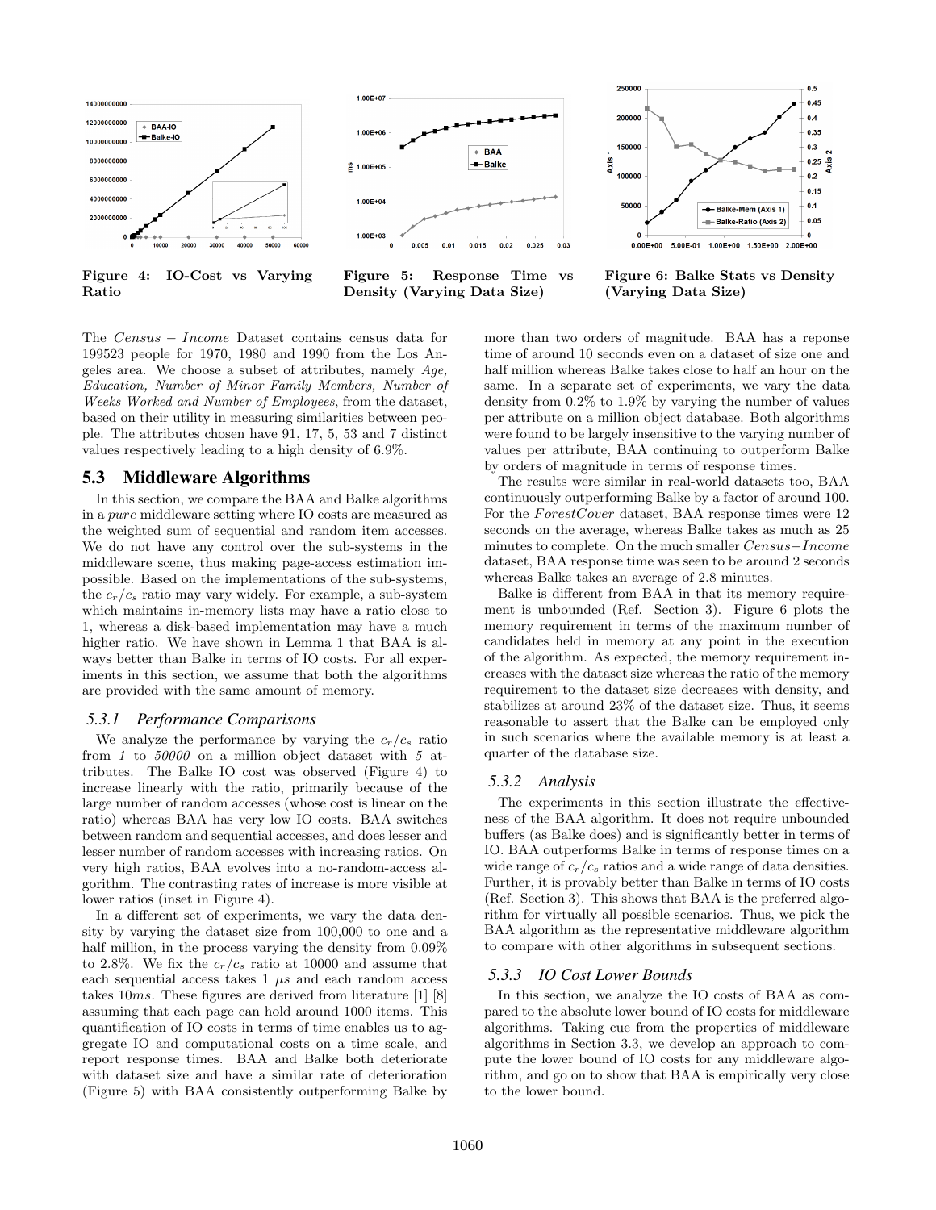Figure 4: IO-Cost vs Varying Ratio

Figure 5: Response Time vs Density (Varying Data Size)

Figure 6: Balke Stats vs Density (Varying Data Size)

The *Census − Income* Dataset contains census data for 199523 people for 1970, 1980 and 1990 from the Los Angeles area. We choose a subset of attributes, namely *Age, Education, Number of Minor Family Members, Number of Weeks Worked and Number of Employees*, from the dataset, based on their utility in measuring similarities between people. The attributes chosen have 91, 17, 5, 53 and 7 distinct values respectively leading to a high density of 6.9%.

## 5.3 Middleware Algorithms

In this section, we compare the BAA and Balke algorithms in a *pure* middleware setting where IO costs are measured as the weighted sum of sequential and random item accesses. We do not have any control over the sub-systems in the middleware scene, thus making page-access estimation impossible. Based on the implementations of the sub-systems, the $c_r/c_s$ ratio may vary widely. For example, a sub-system which maintains in-memory lists may have a ratio close to 1, whereas a disk-based implementation may have a much higher ratio. We have shown in Lemma 1 that BAA is always better than Balke in terms of IO costs. For all experiments in this section, we assume that both the algorithms are provided with the same amount of memory.

### 5.3.1 Performance Comparisons

We analyze the performance by varying the $c_r/c_s$ ratio from *1* to *50000* on a million object dataset with *5* attributes. The Balke IO cost was observed (Figure 4) to increase linearly with the ratio, primarily because of the large number of random accesses (whose cost is linear on the ratio) whereas BAA has very low IO costs. BAA switches between random and sequential accesses, and does lesser and lesser number of random accesses with increasing ratios. On very high ratios, BAA evolves into a no-random-access algorithm. The contrasting rates of increase is more visible at lower ratios (inset in Figure 4).

In a different set of experiments, we vary the data density by varying the dataset size from 100,000 to one and a half million, in the process varying the density from 0.09% to 2.8%. We fix the $c_r/c_s$ ratio at 10000 and assume that each sequential access takes 1 $\mu s$ and each random access takes $10ms$. These figures are derived from literature [1] [8] assuming that each page can hold around 1000 items. This quantification of IO costs in terms of time enables us to aggregate IO and computational costs on a time scale, and report response times. BAA and Balke both deteriorate with dataset size and have a similar rate of deterioration (Figure 5) with BAA consistently outperforming Balke by more than two orders of magnitude. BAA has a reponse time of around 10 seconds even on a dataset of size one and half million whereas Balke takes close to half an hour on the same. In a separate set of experiments, we vary the data density from 0.2% to 1.9% by varying the number of values per attribute on a million object database. Both algorithms were found to be largely insensitive to the varying number of values per attribute, BAA continuing to outperform Balke by orders of magnitude in terms of response times.

The results were similar in real-world datasets too, BAA continuously outperforming Balke by a factor of around 100. For the *ForestCover* dataset, BAA response times were 12 seconds on the average, whereas Balke takes as much as 25 minutes to complete. On the much smaller *Census−Income* dataset, BAA response time was seen to be around 2 seconds whereas Balke takes an average of 2.8 minutes.

Balke is different from BAA in that its memory requirement is unbounded (Ref. Section 3). Figure 6 plots the memory requirement in terms of the maximum number of candidates held in memory at any point in the execution of the algorithm. As expected, the memory requirement increases with the dataset size whereas the ratio of the memory requirement to the dataset size decreases with density, and stabilizes at around 23% of the dataset size. Thus, it seems reasonable to assert that the Balke can be employed only in such scenarios where the available memory is at least a quarter of the database size.

### 5.3.2 Analysis

The experiments in this section illustrate the effectiveness of the BAA algorithm. It does not require unbounded buffers (as Balke does) and is significantly better in terms of IO. BAA outperforms Balke in terms of response times on a wide range of $c_r/c_s$ ratios and a wide range of data densities. Further, it is provably better than Balke in terms of IO costs (Ref. Section 3). This shows that BAA is the preferred algorithm for virtually all possible scenarios. Thus, we pick the BAA algorithm as the representative middleware algorithm to compare with other algorithms in subsequent sections.

### 5.3.3 IO Cost Lower Bounds

In this section, we analyze the IO costs of BAA as compared to the absolute lower bound of IO costs for middleware algorithms. Taking cue from the properties of middleware algorithms in Section 3.3, we develop an approach to compute the lower bound of IO costs for any middleware algorithm, and go on to show that BAA is empirically very close to the lower bound.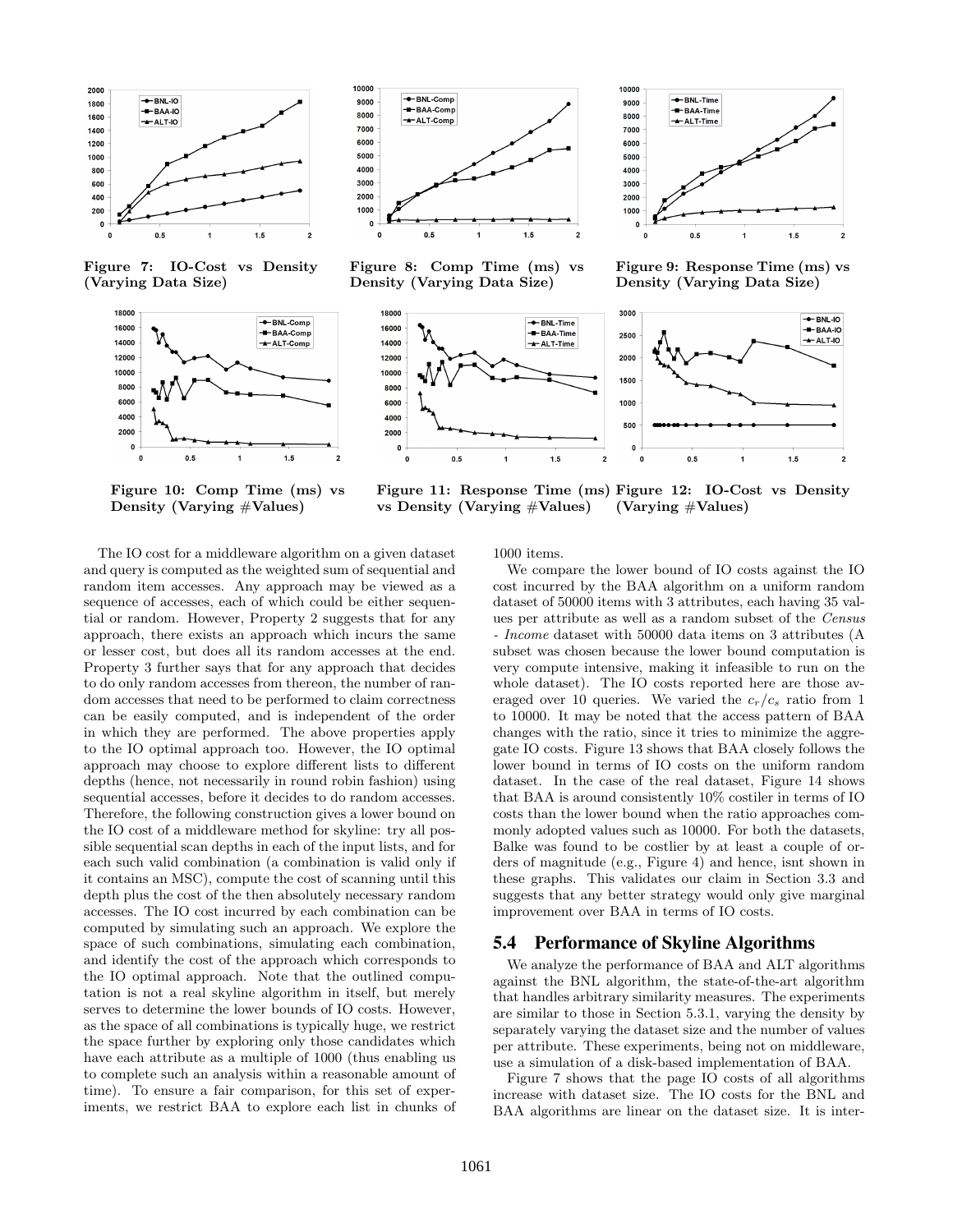2000
1800
1600
1400
1200
1000
800
600
400
200
0
0 0.5 1 1.5 2
BNL-IO
BAA-IO
ALT-IO

**Figure 7: IO-Cost vs Density (Varying Data Size)**

10000
9000
8000
7000
6000
5000
4000
3000
2000
1000
0
0 0.5 1 1.5 2
BNL-Comp
BAA-Comp
ALT-Comp

**Figure 8: Comp Time (ms) vs Density (Varying Data Size)**

10000
9000
8000
7000
6000
5000
4000
3000
2000
1000
0
0 0.5 1 1.5 2
BNL-Time
BAA-Time
ALT-Time

**Figure 9: Response Time (ms) vs Density (Varying Data Size)**

18000
16000
14000
12000
10000
8000
6000
4000
2000
0
0 0.5 1 1.5 2
BNL-Comp
BAA-Comp
ALT-Comp

**Figure 10: Comp Time (ms) vs Density (Varying #Values)**

18000
16000
14000
12000
10000
8000
6000
4000
2000
0
0 0.5 1 1.5 2
BNL-Time
BAA-Time
ALT-Time

**Figure 11: Response Time (ms) vs Density (Varying #Values)**

3000
2500
2000
1500
1000
500
0
0 0.5 1 1.5 2
BNL-IO
BAA-IO
ALT-IO

**Figure 12: IO-Cost vs Density (Varying #Values)**

The IO cost for a middleware algorithm on a given dataset and query is computed as the weighted sum of sequential and random item accesses. Any approach may be viewed as a sequence of accesses, each of which could be either sequential or random. However, Property 2 suggests that for any approach, there exists an approach which incurs the same or lesser cost, but does all its random accesses at the end. Property 3 further says that for any approach that decides to do only random accesses from thereon, the number of random accesses that need to be performed to claim correctness can be easily computed, and is independent of the order in which they are performed. The above properties apply to the IO optimal approach too. However, the IO optimal approach may choose to explore different lists to different depths (hence, not necessarily in round robin fashion) using sequential accesses, before it decides to do random accesses. Therefore, the following construction gives a lower bound on the IO cost of a middleware method for skyline: try all possible sequential scan depths in each of the input lists, and for each such valid combination (a combination is valid only if it contains an MSC), compute the cost of scanning until this depth plus the cost of the then absolutely necessary random accesses. The IO cost incurred by each combination can be computed by simulating such an approach. We explore the space of such combinations, simulating each combination, and identify the cost of the approach which corresponds to the IO optimal approach. Note that the outlined computation is not a real skyline algorithm in itself, but merely serves to determine the lower bounds of IO costs. However, as the space of all combinations is typically huge, we restrict the space further by exploring only those candidates which have each attribute as a multiple of 1000 (thus enabling us to complete such an analysis within a reasonable amount of time). To ensure a fair comparison, for this set of experiments, we restrict BAA to explore each list in chunks of 1000 items.

We compare the lower bound of IO costs against the IO cost incurred by the BAA algorithm on a uniform random dataset of 50000 items with 3 attributes, each having 35 values per attribute as well as a random subset of the *Census - Income* dataset with 50000 data items on 3 attributes (A subset was chosen because the lower bound computation is very compute intensive, making it infeasible to run on the whole dataset). The IO costs reported here are those averaged over 10 queries. We varied the $c_r/c_s$ ratio from 1 to 10000. It may be noted that the access pattern of BAA changes with the ratio, since it tries to minimize the aggregate IO costs. Figure 13 shows that BAA closely follows the lower bound in terms of IO costs on the uniform random dataset. In the case of the real dataset, Figure 14 shows that BAA is around consistently 10% costiler in terms of IO costs than the lower bound when the ratio approaches commonly adopted values such as 10000. For both the datasets, Balke was found to be costlier by at least a couple of orders of magnitude (e.g., Figure 4) and hence, isnt shown in these graphs. This validates our claim in Section 3.3 and suggests that any better strategy would only give marginal improvement over BAA in terms of IO costs.

## 5.4 Performance of Skyline Algorithms

We analyze the performance of BAA and ALT algorithms against the BNL algorithm, the state-of-the-art algorithm that handles arbitrary similarity measures. The experiments are similar to those in Section 5.3.1, varying the density by separately varying the dataset size and the number of values per attribute. These experiments, being not on middleware, use a simulation of a disk-based implementation of BAA.

Figure 7 shows that the page IO costs of all algorithms increase with dataset size. The IO costs for the BNL and BAA algorithms are linear on the dataset size. It is inter-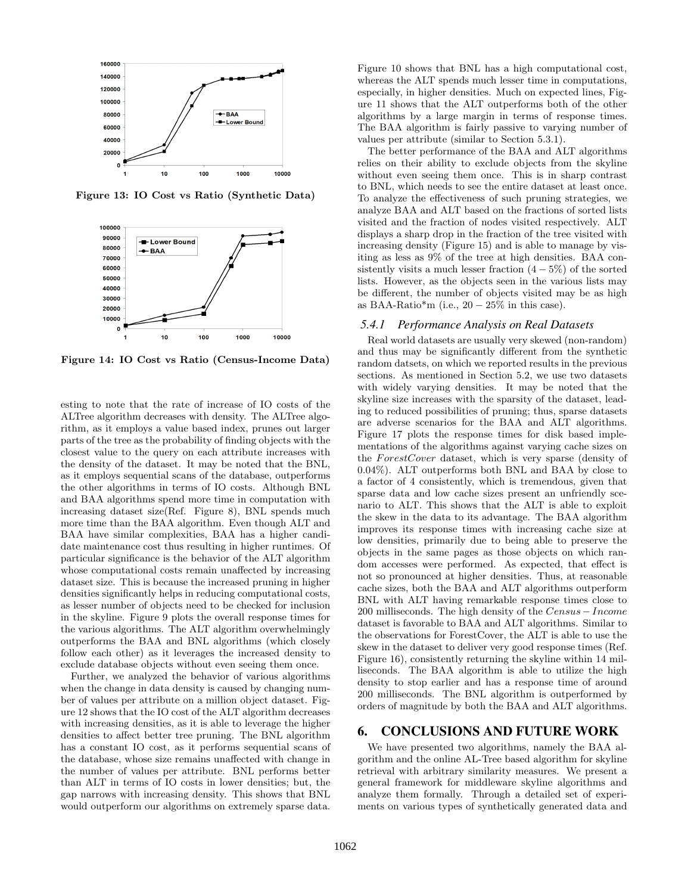160000
140000
120000
100000
80000
60000
40000
20000
0
1 10 100 1000 10000

BAA
Lower Bound

**Figure 13: IO Cost vs Ratio (Synthetic Data)**

100000
90000
80000
70000
60000
50000
40000
30000
20000
10000
0
1 10 100 1000 10000

Lower Bound
BAA

**Figure 14: IO Cost vs Ratio (Census-Income Data)**

esting to note that the rate of increase of IO costs of the ALTree algorithm decreases with density. The ALTree algorithm, as it employs a value based index, prunes out larger parts of the tree as the probability of finding objects with the closest value to the query on each attribute increases with the density of the dataset. It may be noted that the BNL, as it employs sequential scans of the database, outperforms the other algorithms in terms of IO costs. Although BNL and BAA algorithms spend more time in computation with increasing dataset size(Ref. Figure 8), BNL spends much more time than the BAA algorithm. Even though ALT and BAA have similar complexities, BAA has a higher candidate maintenance cost thus resulting in higher runtimes. Of particular significance is the behavior of the ALT algorithm whose computational costs remain unaffected by increasing dataset size. This is because the increased pruning in higher densities significantly helps in reducing computational costs, as lesser number of objects need to be checked for inclusion in the skyline. Figure 9 plots the overall response times for the various algorithms. The ALT algorithm overwhelmingly outperforms the BAA and BNL algorithms (which closely follow each other) as it leverages the increased density to exclude database objects without even seeing them once.

Further, we analyzed the behavior of various algorithms when the change in data density is caused by changing number of values per attribute on a million object dataset. Figure 12 shows that the IO cost of the ALT algorithm decreases with increasing densities, as it is able to leverage the higher densities to affect better tree pruning. The BNL algorithm has a constant IO cost, as it performs sequential scans of the database, whose size remains unaffected with change in the number of values per attribute. BNL performs better than ALT in terms of IO costs in lower densities; but, the gap narrows with increasing density. This shows that BNL would outperform our algorithms on extremely sparse data.

Figure 10 shows that BNL has a high computational cost, whereas the ALT spends much lesser time in computations, especially, in higher densities. Much on expected lines, Figure 11 shows that the ALT outperforms both of the other algorithms by a large margin in terms of response times. The BAA algorithm is fairly passive to varying number of values per attribute (similar to Section 5.3.1).

The better performance of the BAA and ALT algorithms relies on their ability to exclude objects from the skyline without even seeing them once. This is in sharp contrast to BNL, which needs to see the entire dataset at least once. To analyze the effectiveness of such pruning strategies, we analyze BAA and ALT based on the fractions of sorted lists visited and the fraction of nodes visited respectively. ALT displays a sharp drop in the fraction of the tree visited with increasing density (Figure 15) and is able to manage by visiting as less as 9% of the tree at high densities. BAA consistently visits a much lesser fraction $(4-5\%)$ of the sorted lists. However, as the objects seen in the various lists may be different, the number of objects visited may be as high as BAA-Ratio*m (i.e., $20-25\%$ in this case).

### 5.4.1 *Performance Analysis on Real Datasets*

Real world datasets are usually very skewed (non-random) and thus may be significantly different from the synthetic random datsets, on which we reported results in the previous sections. As mentioned in Section 5.2, we use two datasets with widely varying densities. It may be noted that the skyline size increases with the sparsity of the dataset, leading to reduced possibilities of pruning; thus, sparse datasets are adverse scenarios for the BAA and ALT algorithms. Figure 17 plots the response times for disk based implementations of the algorithms against varying cache sizes on the *ForestCover* dataset, which is very sparse (density of 0.04%). ALT outperforms both BNL and BAA by close to a factor of 4 consistently, which is tremendous, given that sparse data and low cache sizes present an unfriendly scenario to ALT. This shows that the ALT is able to exploit the skew in the data to its advantage. The BAA algorithm improves its response times with increasing cache size at low densities, primarily due to being able to preserve the objects in the same pages as those objects on which random accesses were performed. As expected, that effect is not so pronounced at higher densities. Thus, at reasonable cache sizes, both the BAA and ALT algorithms outperform BNL with ALT having remarkable response times close to 200 milliseconds. The high density of the $Census-Income$ dataset is favorable to BAA and ALT algorithms. Similar to the observations for ForestCover, the ALT is able to use the skew in the dataset to deliver very good response times (Ref. Figure 16), consistently returning the skyline within 14 milliseconds. The BAA algorithm is able to utilize the high density to stop earlier and has a response time of around 200 milliseconds. The BNL algorithm is outperformed by orders of magnitude by both the BAA and ALT algorithms.

## 6. CONCLUSIONS AND FUTURE WORK

We have presented two algorithms, namely the BAA algorithm and the online AL-Tree based algorithm for skyline retrieval with arbitrary similarity measures. We present a general framework for middleware skyline algorithms and analyze them formally. Through a detailed set of experiments on various types of synthetically generated data and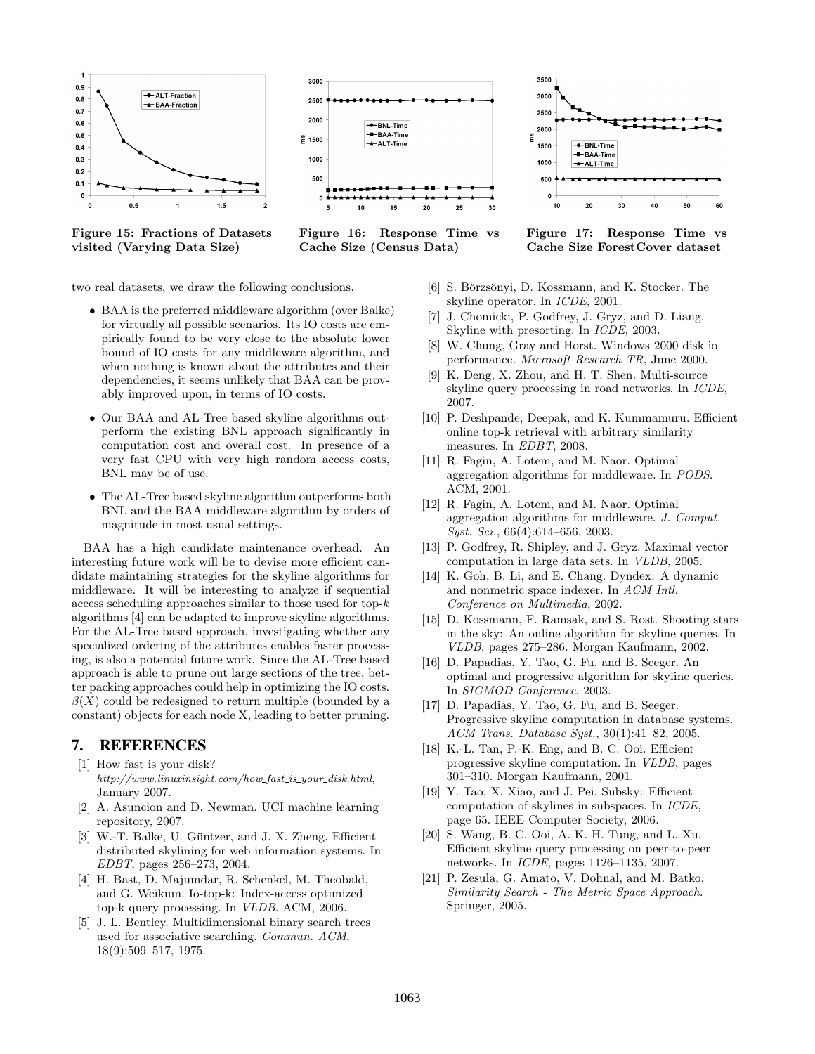1
0.9
0.8
0.7
0.6
0.5
0.4
0.3
0.2
0.1
0
0 0.5 1 1.5 2

ALT-Fraction
BAA-Fraction

**Figure 15: Fractions of Datasets visited (Varying Data Size)**

3000
2500
2000
1500
1000
500
0
5 10 15 20 25 30

ms

BNL-Time
BAA-Time
ALT-Time

**Figure 16: Response Time vs Cache Size (Census Data)**

3500
3000
2500
2000
1500
1000
500
0
10 20 30 40 50 60

ms

BNL-Time
BAA-Time
ALT-Time

**Figure 17: Response Time vs Cache Size ForestCover dataset**

two real datasets, we draw the following conclusions.

- BAA is the preferred middleware algorithm (over Balke) for virtually all possible scenarios. Its IO costs are empirically found to be very close to the absolute lower bound of IO costs for any middleware algorithm, and when nothing is known about the attributes and their dependencies, it seems unlikely that BAA can be provably improved upon, in terms of IO costs.

- Our BAA and AL-Tree based skyline algorithms outperform the existing BNL approach significantly in computation cost and overall cost. In presence of a very fast CPU with very high random access costs, BNL may be of use.

- The AL-Tree based skyline algorithm outperforms both BNL and the BAA middleware algorithm by orders of magnitude in most usual settings.

BAA has a high candidate maintenance overhead. An interesting future work will be to devise more efficient candidate maintaining strategies for the skyline algorithms for middleware. It will be interesting to analyze if sequential access scheduling approaches similar to those used for top-$k$ algorithms [4] can be adapted to improve skyline algorithms. For the AL-Tree based approach, investigating whether any specialized ordering of the attributes enables faster processing, is also a potential future work. Since the AL-Tree based approach is able to prune out large sections of the tree, better packing approaches could help in optimizing the IO costs. $\beta(X)$ could be redesigned to return multiple (bounded by a constant) objects for each node X, leading to better pruning.

## 7. REFERENCES

[1] How fast is your disk? *http://www.linuxinsight.com/how_fast_is_your_disk.html*, January 2007.

[2] A. Asuncion and D. Newman. UCI machine learning repository, 2007.

[3] W.-T. Balke, U. Güntzer, and J. X. Zheng. Efficient distributed skylining for web information systems. In *EDBT*, pages 256–273, 2004.

[4] H. Bast, D. Majumdar, R. Schenkel, M. Theobald, and G. Weikum. Io-top-k: Index-access optimized top-k query processing. In *VLDB*. ACM, 2006.

[5] J. L. Bentley. Multidimensional binary search trees used for associative searching. *Commun. ACM*, 18(9):509–517, 1975.

[6] S. Börzsönyi, D. Kossmann, and K. Stocker. The skyline operator. In *ICDE*, 2001.

[7] J. Chomicki, P. Godfrey, J. Gryz, and D. Liang. Skyline with presorting. In *ICDE*, 2003.

[8] W. Chung, Gray and Horst. Windows 2000 disk io performance. *Microsoft Research TR*, June 2000.

[9] K. Deng, X. Zhou, and H. T. Shen. Multi-source skyline query processing in road networks. In *ICDE*, 2007.

[10] P. Deshpande, Deepak, and K. Kummamuru. Efficient online top-k retrieval with arbitrary similarity measures. In *EDBT*, 2008.

[11] R. Fagin, A. Lotem, and M. Naor. Optimal aggregation algorithms for middleware. In *PODS*. ACM, 2001.

[12] R. Fagin, A. Lotem, and M. Naor. Optimal aggregation algorithms for middleware. *J. Comput. Syst. Sci.*, 66(4):614–656, 2003.

[13] P. Godfrey, R. Shipley, and J. Gryz. Maximal vector computation in large data sets. In *VLDB*, 2005.

[14] K. Goh, B. Li, and E. Chang. Dyndex: A dynamic and nonmetric space indexer. In *ACM Intl. Conference on Multimedia*, 2002.

[15] D. Kossmann, F. Ramsak, and S. Rost. Shooting stars in the sky: An online algorithm for skyline queries. In *VLDB*, pages 275–286. Morgan Kaufmann, 2002.

[16] D. Papadias, Y. Tao, G. Fu, and B. Seeger. An optimal and progressive algorithm for skyline queries. In *SIGMOD Conference*, 2003.

[17] D. Papadias, Y. Tao, G. Fu, and B. Seeger. Progressive skyline computation in database systems. *ACM Trans. Database Syst.*, 30(1):41–82, 2005.

[18] K.-L. Tan, P.-K. Eng, and B. C. Ooi. Efficient progressive skyline computation. In *VLDB*, pages 301–310. Morgan Kaufmann, 2001.

[19] Y. Tao, X. Xiao, and J. Pei. Subsky: Efficient computation of skylines in subspaces. In *ICDE*, page 65. IEEE Computer Society, 2006.

[20] S. Wang, B. C. Ooi, A. K. H. Tung, and L. Xu. Efficient skyline query processing on peer-to-peer networks. In *ICDE*, pages 1126–1135, 2007.

[21] P. Zesula, G. Amato, V. Dohnal, and M. Batko. *Similarity Search - The Metric Space Approach*. Springer, 2005.